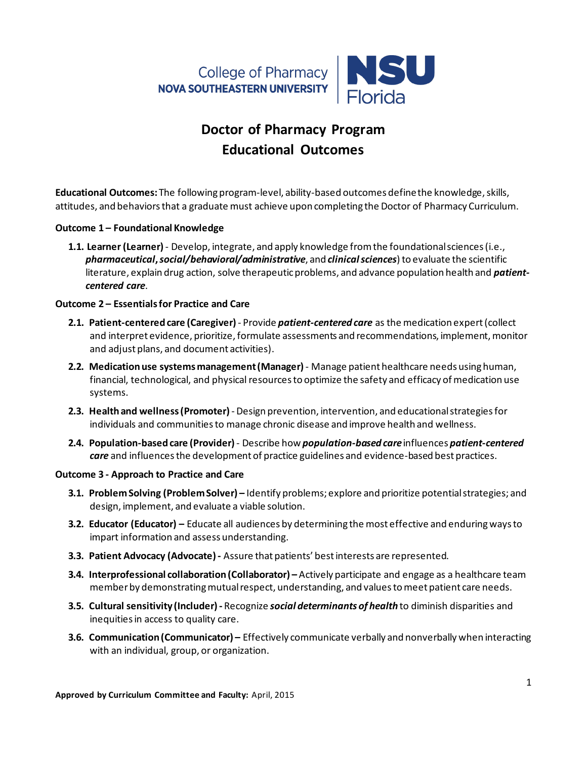College of Pharmacy
NOVA SOUTHEASTERN UNIVERSITY | NSU Florida

# Doctor of Pharmacy Program
# Educational Outcomes

**Educational Outcomes:** The following program-level, ability-based outcomes define the knowledge, skills, attitudes, and behaviors that a graduate must achieve upon completing the Doctor of Pharmacy Curriculum.

**Outcome 1 – Foundational Knowledge**

**1.1. Learner (Learner)** - Develop, integrate, and apply knowledge from the foundational sciences (i.e., ***pharmaceutical***, ***social/behavioral/administrative***, and ***clinical sciences***) to evaluate the scientific literature, explain drug action, solve therapeutic problems, and advance population health and ***patient-centered care***.

**Outcome 2 – Essentials for Practice and Care**

**2.1. Patient-centered care (Caregiver)** - Provide ***patient-centered care*** as the medication expert (collect and interpret evidence, prioritize, formulate assessments and recommendations, implement, monitor and adjust plans, and document activities).

**2.2. Medication use systems management (Manager)** - Manage patient healthcare needs using human, financial, technological, and physical resources to optimize the safety and efficacy of medication use systems.

**2.3. Health and wellness (Promoter)** - Design prevention, intervention, and educational strategies for individuals and communities to manage chronic disease and improve health and wellness.

**2.4. Population-based care (Provider)** - Describe how ***population-based care*** influences ***patient-centered care*** and influences the development of practice guidelines and evidence-based best practices.

**Outcome 3 - Approach to Practice and Care**

**3.1. Problem Solving (Problem Solver) –** Identify problems; explore and prioritize potential strategies; and design, implement, and evaluate a viable solution.

**3.2. Educator (Educator) –** Educate all audiences by determining the most effective and enduring ways to impart information and assess understanding.

**3.3. Patient Advocacy (Advocate) -** Assure that patients' best interests are represented.

**3.4. Interprofessional collaboration (Collaborator) –** Actively participate and engage as a healthcare team member by demonstrating mutual respect, understanding, and values to meet patient care needs.

**3.5. Cultural sensitivity (Includer) -** Recognize ***social determinants of health*** to diminish disparities and inequities in access to quality care.

**3.6. Communication (Communicator) –** Effectively communicate verbally and nonverbally when interacting with an individual, group, or organization.

**Approved by Curriculum Committee and Faculty:** April, 2015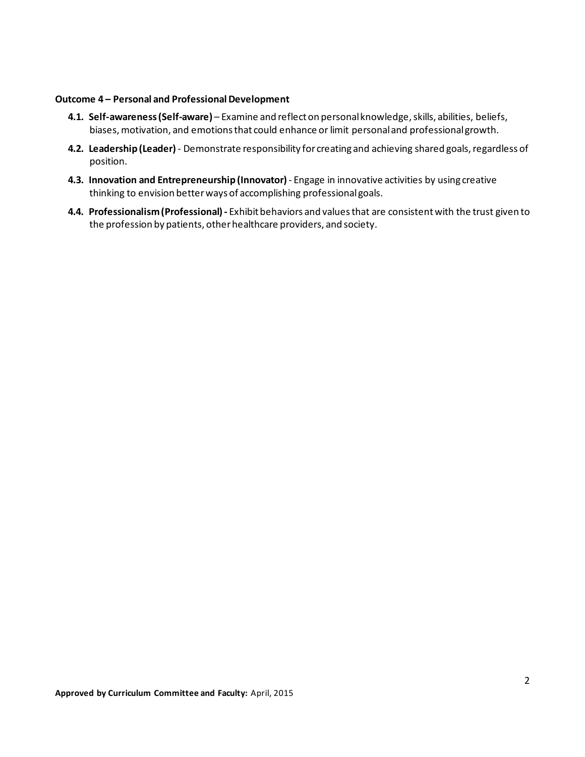**Outcome 4 – Personal and Professional Development**

4.1. **Self-awareness (Self-aware)** – Examine and reflect on personal knowledge, skills, abilities, beliefs, biases, motivation, and emotions that could enhance or limit personal and professional growth.

4.2. **Leadership (Leader)** - Demonstrate responsibility for creating and achieving shared goals, regardless of position.

4.3. **Innovation and Entrepreneurship (Innovator)** - Engage in innovative activities by using creative thinking to envision better ways of accomplishing professional goals.

4.4. **Professionalism (Professional) -** Exhibit behaviors and values that are consistent with the trust given to the profession by patients, other healthcare providers, and society.

**Approved by Curriculum Committee and Faculty:** April, 2015